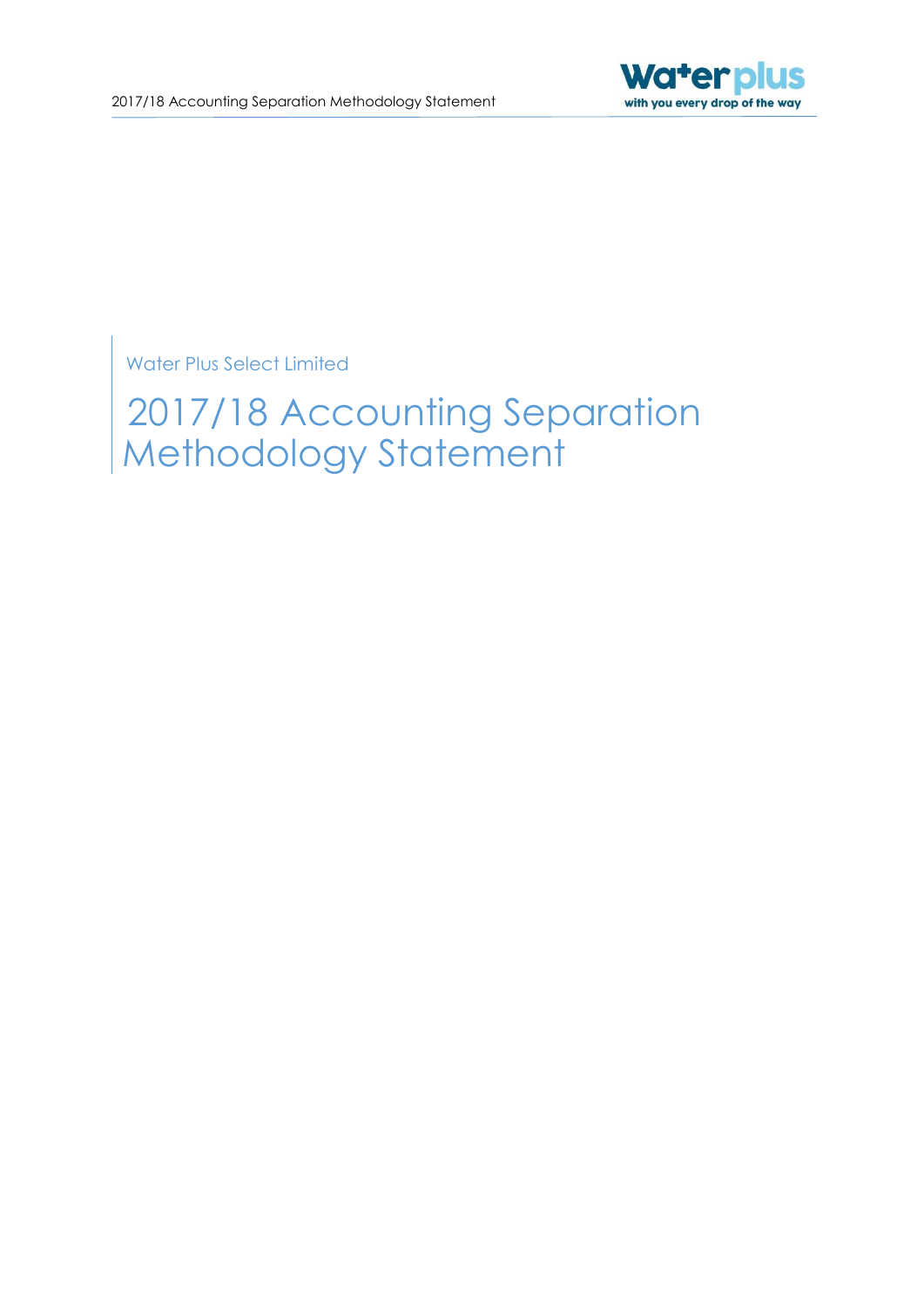Water Plus Select Limited

# 2017/18 Accounting Separation Methodology Statement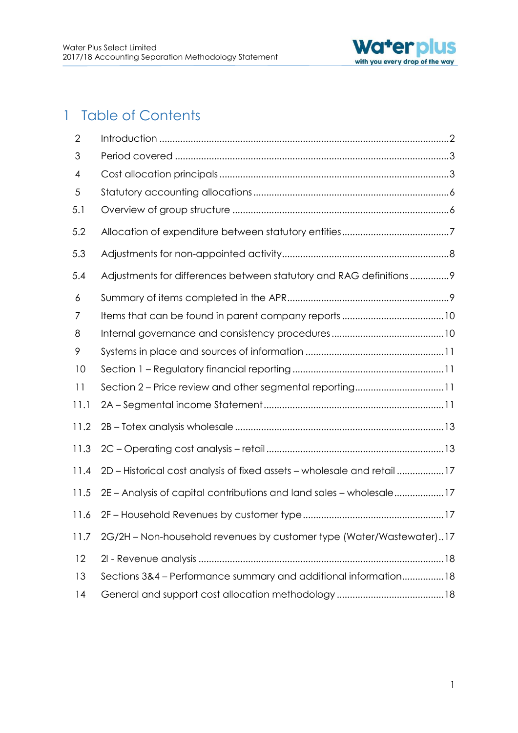# 1 Table of Contents

| | | |
|---|---|---|
| 2 | Introduction | 2 |
| 3 | Period covered | 3 |
| 4 | Cost allocation principals | 3 |
| 5 | Statutory accounting allocations | 6 |
| 5.1 | Overview of group structure | 6 |
| 5.2 | Allocation of expenditure between statutory entities | 7 |
| 5.3 | Adjustments for non-appointed activity | 8 |
| 5.4 | Adjustments for differences between statutory and RAG definitions | 9 |
| 6 | Summary of items completed in the APR | 9 |
| 7 | Items that can be found in parent company reports | 10 |
| 8 | Internal governance and consistency procedures | 10 |
| 9 | Systems in place and sources of information | 11 |
| 10 | Section 1 – Regulatory financial reporting | 11 |
| 11 | Section 2 – Price review and other segmental reporting | 11 |
| 11.1 | 2A – Segmental income Statement | 11 |
| 11.2 | 2B – Totex analysis wholesale | 13 |
| 11.3 | 2C – Operating cost analysis – retail | 13 |
| 11.4 | 2D – Historical cost analysis of fixed assets – wholesale and retail | 17 |
| 11.5 | 2E – Analysis of capital contributions and land sales – wholesale | 17 |
| 11.6 | 2F – Household Revenues by customer type | 17 |
| 11.7 | 2G/2H – Non-household revenues by customer type (Water/Wastewater) | 17 |
| 12 | 2I - Revenue analysis | 18 |
| 13 | Sections 3&4 – Performance summary and additional information | 18 |
| 14 | General and support cost allocation methodology | 18 |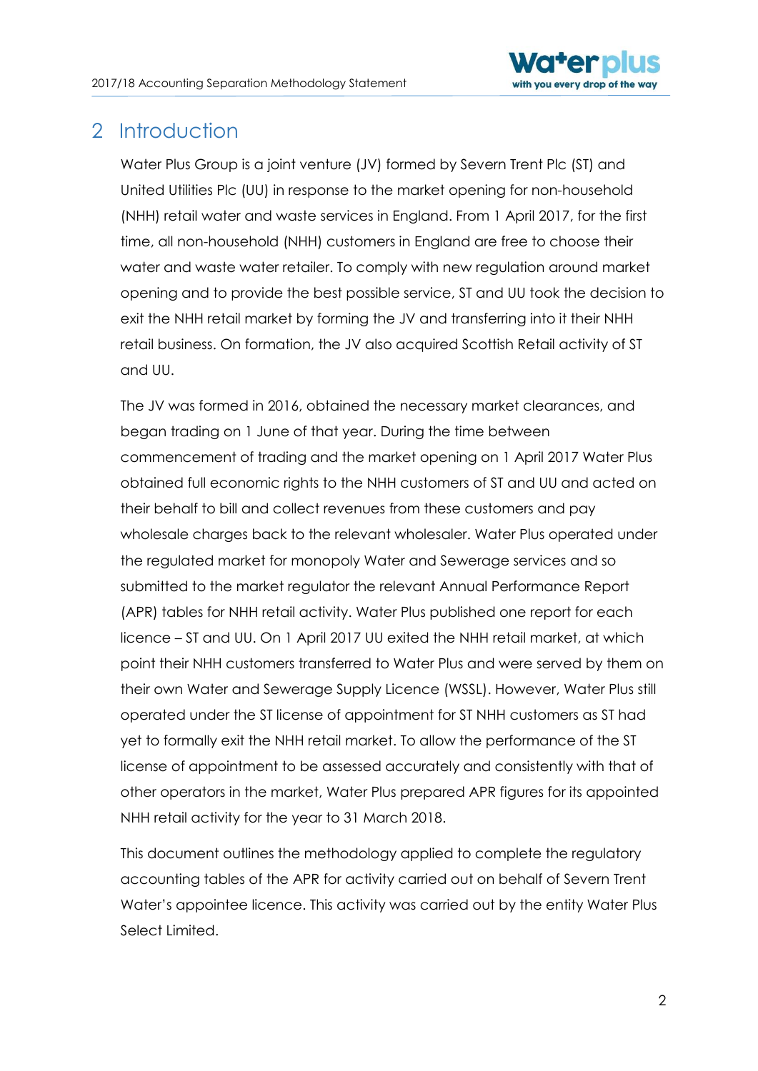## 2 Introduction

Water Plus Group is a joint venture (JV) formed by Severn Trent Plc (ST) and United Utilities Plc (UU) in response to the market opening for non-household (NHH) retail water and waste services in England. From 1 April 2017, for the first time, all non-household (NHH) customers in England are free to choose their water and waste water retailer. To comply with new regulation around market opening and to provide the best possible service, ST and UU took the decision to exit the NHH retail market by forming the JV and transferring into it their NHH retail business. On formation, the JV also acquired Scottish Retail activity of ST and UU.

The JV was formed in 2016, obtained the necessary market clearances, and began trading on 1 June of that year. During the time between commencement of trading and the market opening on 1 April 2017 Water Plus obtained full economic rights to the NHH customers of ST and UU and acted on their behalf to bill and collect revenues from these customers and pay wholesale charges back to the relevant wholesaler. Water Plus operated under the regulated market for monopoly Water and Sewerage services and so submitted to the market regulator the relevant Annual Performance Report (APR) tables for NHH retail activity. Water Plus published one report for each licence – ST and UU. On 1 April 2017 UU exited the NHH retail market, at which point their NHH customers transferred to Water Plus and were served by them on their own Water and Sewerage Supply Licence (WSSL). However, Water Plus still operated under the ST license of appointment for ST NHH customers as ST had yet to formally exit the NHH retail market. To allow the performance of the ST license of appointment to be assessed accurately and consistently with that of other operators in the market, Water Plus prepared APR figures for its appointed NHH retail activity for the year to 31 March 2018.

This document outlines the methodology applied to complete the regulatory accounting tables of the APR for activity carried out on behalf of Severn Trent Water's appointee licence. This activity was carried out by the entity Water Plus Select Limited.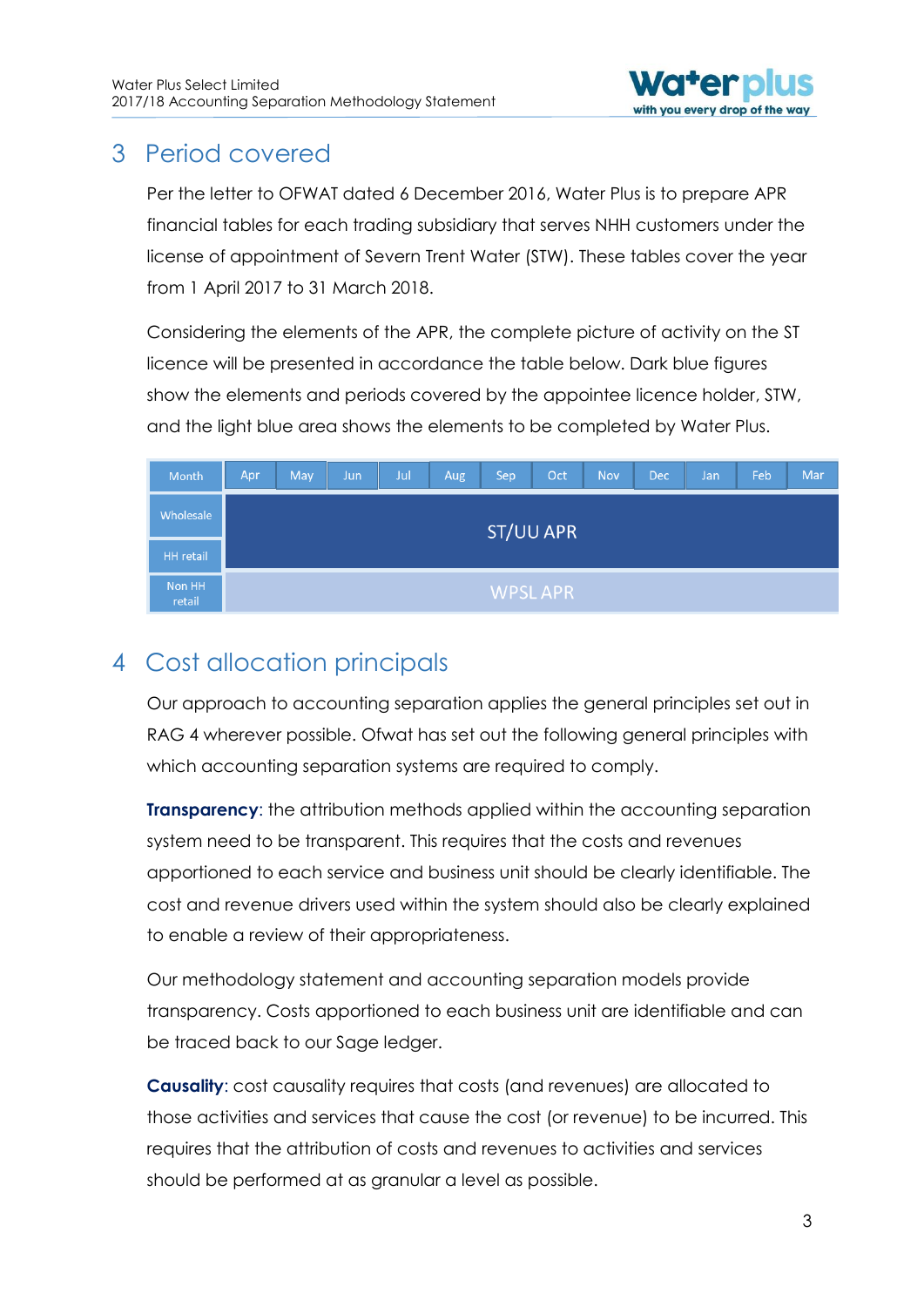# 3 Period covered

Per the letter to OFWAT dated 6 December 2016, Water Plus is to prepare APR financial tables for each trading subsidiary that serves NHH customers under the license of appointment of Severn Trent Water (STW). These tables cover the year from 1 April 2017 to 31 March 2018.

Considering the elements of the APR, the complete picture of activity on the ST licence will be presented in accordance the table below. Dark blue figures show the elements and periods covered by the appointee licence holder, STW, and the light blue area shows the elements to be completed by Water Plus.

| Month | Apr | May | Jun | Jul | Aug | Sep | Oct | Nov | Dec | Jan | Feb | Mar |
|---|---|---|---|---|---|---|---|---|---|---|---|---|
| Wholesale | ST/UU APR | | | | | | | | | | | |
| HH retail | ST/UU APR | | | | | | | | | | | |
| Non HH retail | WPSL APR | | | | | | | | | | | |

# 4 Cost allocation principals

Our approach to accounting separation applies the general principles set out in RAG 4 wherever possible. Ofwat has set out the following general principles with which accounting separation systems are required to comply.

**Transparency**: the attribution methods applied within the accounting separation system need to be transparent. This requires that the costs and revenues apportioned to each service and business unit should be clearly identifiable. The cost and revenue drivers used within the system should also be clearly explained to enable a review of their appropriateness.

Our methodology statement and accounting separation models provide transparency. Costs apportioned to each business unit are identifiable and can be traced back to our Sage ledger.

**Causality**: cost causality requires that costs (and revenues) are allocated to those activities and services that cause the cost (or revenue) to be incurred. This requires that the attribution of costs and revenues to activities and services should be performed at as granular a level as possible.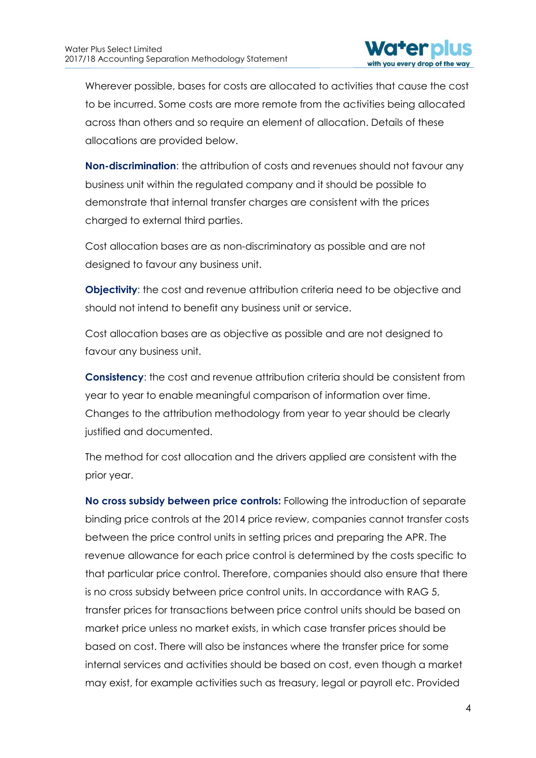Wherever possible, bases for costs are allocated to activities that cause the cost to be incurred. Some costs are more remote from the activities being allocated across than others and so require an element of allocation. Details of these allocations are provided below.

**Non-discrimination**: the attribution of costs and revenues should not favour any business unit within the regulated company and it should be possible to demonstrate that internal transfer charges are consistent with the prices charged to external third parties.

Cost allocation bases are as non-discriminatory as possible and are not designed to favour any business unit.

**Objectivity**: the cost and revenue attribution criteria need to be objective and should not intend to benefit any business unit or service.

Cost allocation bases are as objective as possible and are not designed to favour any business unit.

**Consistency**: the cost and revenue attribution criteria should be consistent from year to year to enable meaningful comparison of information over time. Changes to the attribution methodology from year to year should be clearly justified and documented.

The method for cost allocation and the drivers applied are consistent with the prior year.

**No cross subsidy between price controls:** Following the introduction of separate binding price controls at the 2014 price review, companies cannot transfer costs between the price control units in setting prices and preparing the APR. The revenue allowance for each price control is determined by the costs specific to that particular price control. Therefore, companies should also ensure that there is no cross subsidy between price control units. In accordance with RAG 5, transfer prices for transactions between price control units should be based on market price unless no market exists, in which case transfer prices should be based on cost. There will also be instances where the transfer price for some internal services and activities should be based on cost, even though a market may exist, for example activities such as treasury, legal or payroll etc. Provided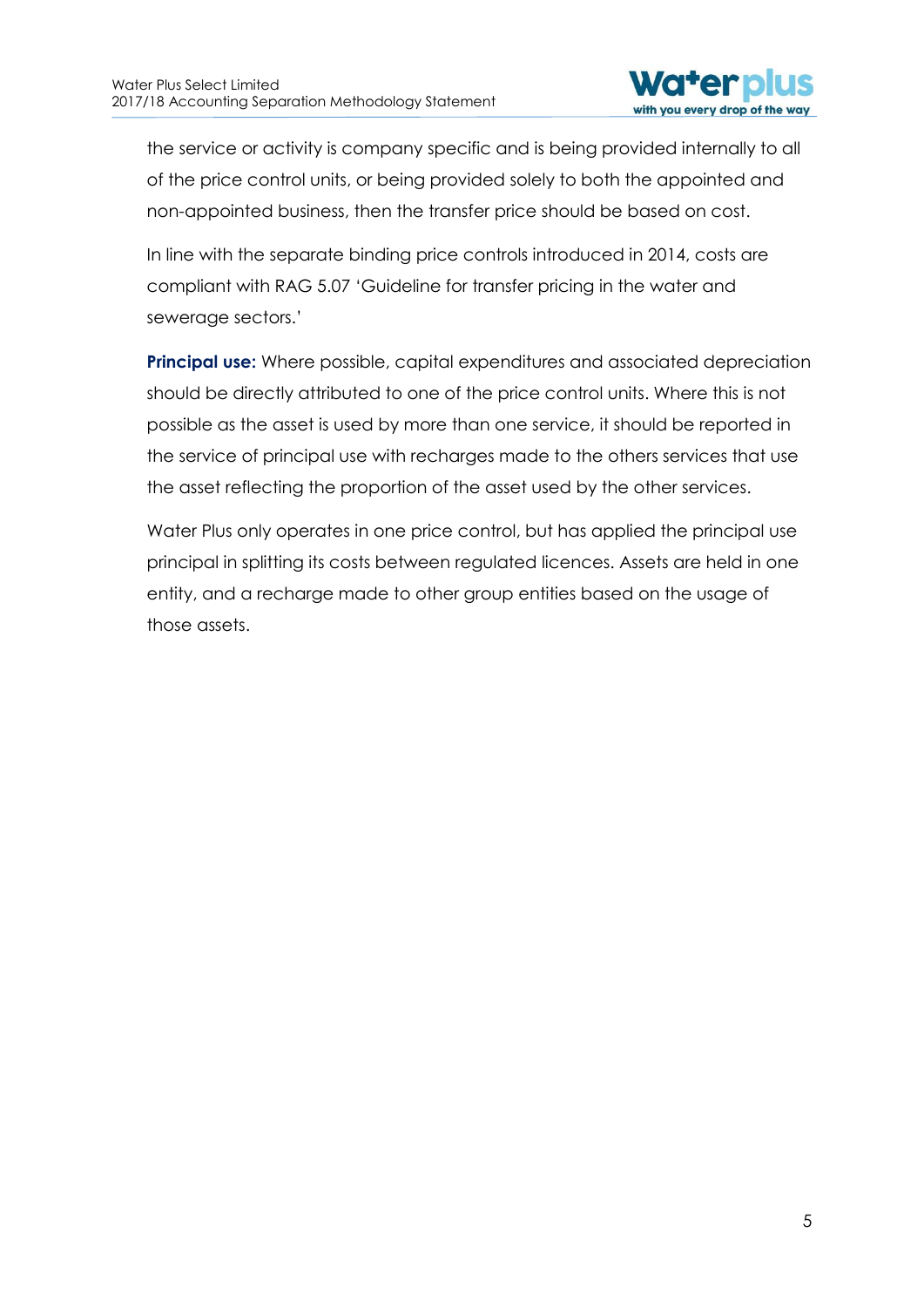the service or activity is company specific and is being provided internally to all of the price control units, or being provided solely to both the appointed and non-appointed business, then the transfer price should be based on cost.

In line with the separate binding price controls introduced in 2014, costs are compliant with RAG 5.07 'Guideline for transfer pricing in the water and sewerage sectors.'

**Principal use:** Where possible, capital expenditures and associated depreciation should be directly attributed to one of the price control units. Where this is not possible as the asset is used by more than one service, it should be reported in the service of principal use with recharges made to the others services that use the asset reflecting the proportion of the asset used by the other services.

Water Plus only operates in one price control, but has applied the principal use principal in splitting its costs between regulated licences. Assets are held in one entity, and a recharge made to other group entities based on the usage of those assets.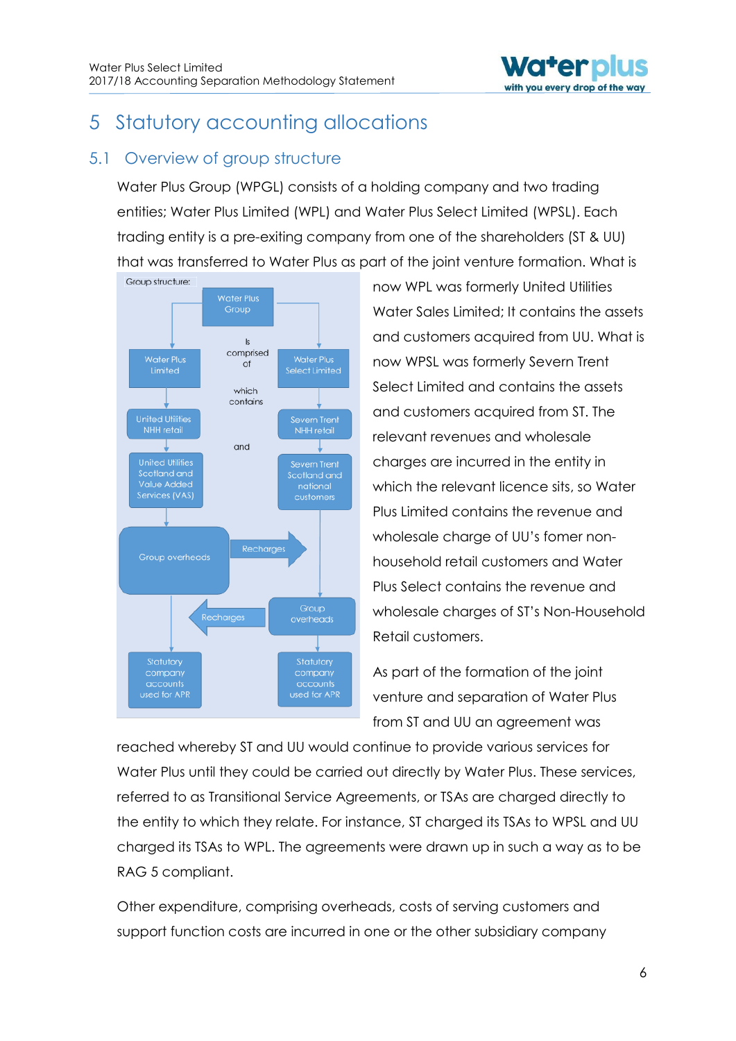# 5 Statutory accounting allocations

## 5.1 Overview of group structure

Water Plus Group (WPGL) consists of a holding company and two trading entities; Water Plus Limited (WPL) and Water Plus Select Limited (WPSL). Each trading entity is a pre-exiting company from one of the shareholders (ST & UU) that was transferred to Water Plus as part of the joint venture formation. What is now WPL was formerly United Utilities Water Sales Limited; It contains the assets and customers acquired from UU. What is now WPSL was formerly Severn Trent Select Limited and contains the assets and customers acquired from ST. The relevant revenues and wholesale charges are incurred in the entity in which the relevant licence sits, so Water Plus Limited contains the revenue and wholesale charge of UU's fomer non-household retail customers and Water Plus Select contains the revenue and wholesale charges of ST's Non-Household Retail customers.

Group structure:

- Water Plus Group — is comprised of:
  - Water Plus Limited — which contains: United Utilities NHH retail and United Utilities Scotland and Value Added Services (VAS) → Group overheads (Recharges to Water Plus Select Limited) → Statutory company accounts used for APR
  - Water Plus Select Limited — which contains: Severn Trent NHH retail and Severn Trent Scotland and national customers → Group overheads (Recharges to Water Plus Limited) → Statutory company accounts used for APR

As part of the formation of the joint venture and separation of Water Plus from ST and UU an agreement was reached whereby ST and UU would continue to provide various services for Water Plus until they could be carried out directly by Water Plus. These services, referred to as Transitional Service Agreements, or TSAs are charged directly to the entity to which they relate. For instance, ST charged its TSAs to WPSL and UU charged its TSAs to WPL. The agreements were drawn up in such a way as to be RAG 5 compliant.

Other expenditure, comprising overheads, costs of serving customers and support function costs are incurred in one or the other subsidiary company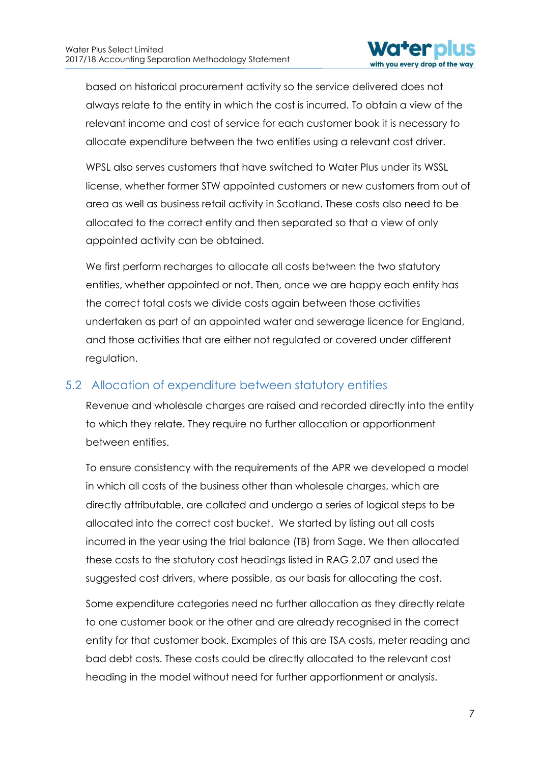based on historical procurement activity so the service delivered does not always relate to the entity in which the cost is incurred. To obtain a view of the relevant income and cost of service for each customer book it is necessary to allocate expenditure between the two entities using a relevant cost driver.

WPSL also serves customers that have switched to Water Plus under its WSSL license, whether former STW appointed customers or new customers from out of area as well as business retail activity in Scotland. These costs also need to be allocated to the correct entity and then separated so that a view of only appointed activity can be obtained.

We first perform recharges to allocate all costs between the two statutory entities, whether appointed or not. Then, once we are happy each entity has the correct total costs we divide costs again between those activities undertaken as part of an appointed water and sewerage licence for England, and those activities that are either not regulated or covered under different regulation.

## 5.2 Allocation of expenditure between statutory entities

Revenue and wholesale charges are raised and recorded directly into the entity to which they relate. They require no further allocation or apportionment between entities.

To ensure consistency with the requirements of the APR we developed a model in which all costs of the business other than wholesale charges, which are directly attributable, are collated and undergo a series of logical steps to be allocated into the correct cost bucket. We started by listing out all costs incurred in the year using the trial balance (TB) from Sage. We then allocated these costs to the statutory cost headings listed in RAG 2.07 and used the suggested cost drivers, where possible, as our basis for allocating the cost.

Some expenditure categories need no further allocation as they directly relate to one customer book or the other and are already recognised in the correct entity for that customer book. Examples of this are TSA costs, meter reading and bad debt costs. These costs could be directly allocated to the relevant cost heading in the model without need for further apportionment or analysis.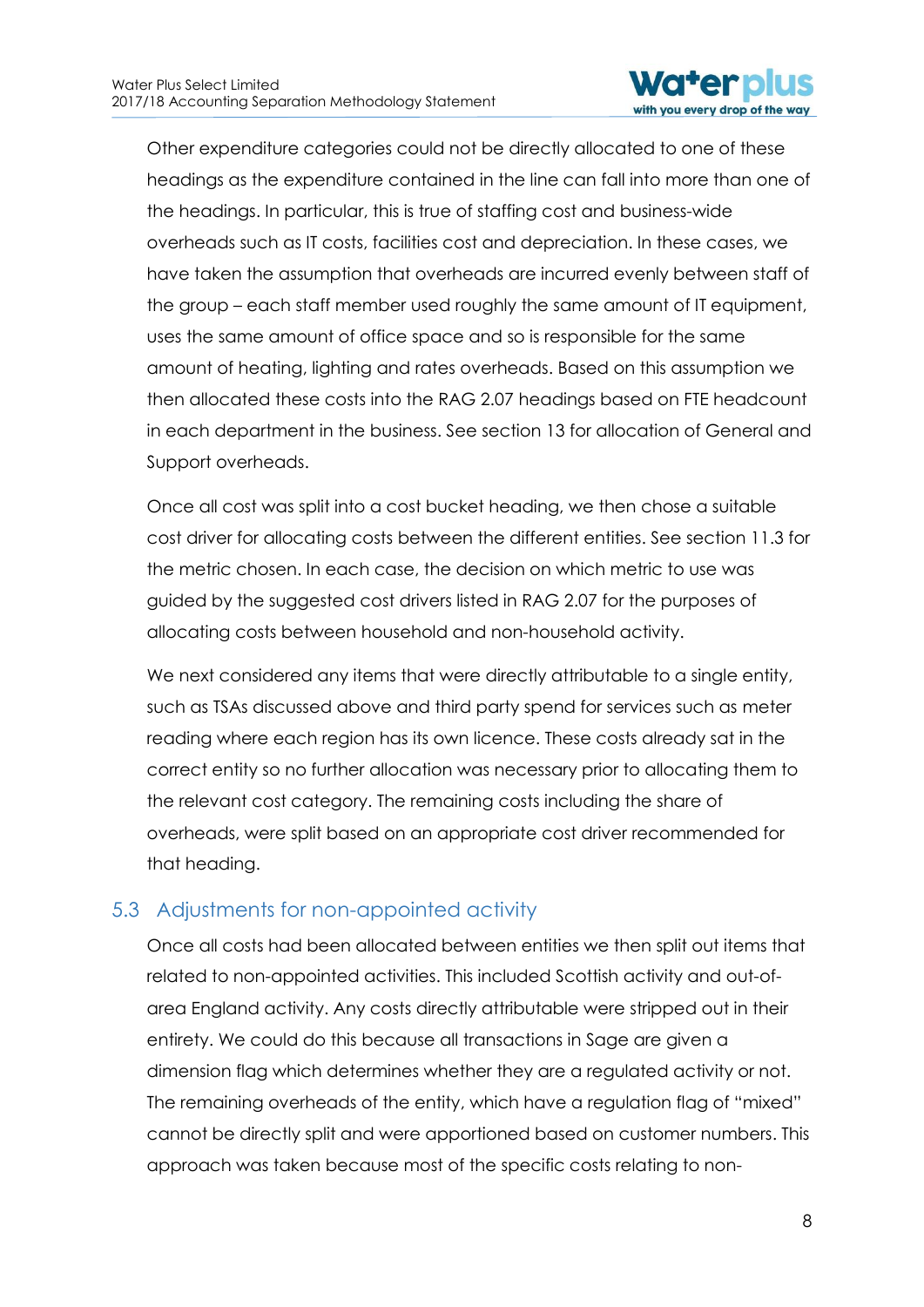Other expenditure categories could not be directly allocated to one of these headings as the expenditure contained in the line can fall into more than one of the headings. In particular, this is true of staffing cost and business-wide overheads such as IT costs, facilities cost and depreciation. In these cases, we have taken the assumption that overheads are incurred evenly between staff of the group – each staff member used roughly the same amount of IT equipment, uses the same amount of office space and so is responsible for the same amount of heating, lighting and rates overheads. Based on this assumption we then allocated these costs into the RAG 2.07 headings based on FTE headcount in each department in the business. See section 13 for allocation of General and Support overheads.

Once all cost was split into a cost bucket heading, we then chose a suitable cost driver for allocating costs between the different entities. See section 11.3 for the metric chosen. In each case, the decision on which metric to use was guided by the suggested cost drivers listed in RAG 2.07 for the purposes of allocating costs between household and non-household activity.

We next considered any items that were directly attributable to a single entity, such as TSAs discussed above and third party spend for services such as meter reading where each region has its own licence. These costs already sat in the correct entity so no further allocation was necessary prior to allocating them to the relevant cost category. The remaining costs including the share of overheads, were split based on an appropriate cost driver recommended for that heading.

## 5.3 Adjustments for non-appointed activity

Once all costs had been allocated between entities we then split out items that related to non-appointed activities. This included Scottish activity and out-of-area England activity. Any costs directly attributable were stripped out in their entirety. We could do this because all transactions in Sage are given a dimension flag which determines whether they are a regulated activity or not. The remaining overheads of the entity, which have a regulation flag of "mixed" cannot be directly split and were apportioned based on customer numbers. This approach was taken because most of the specific costs relating to non-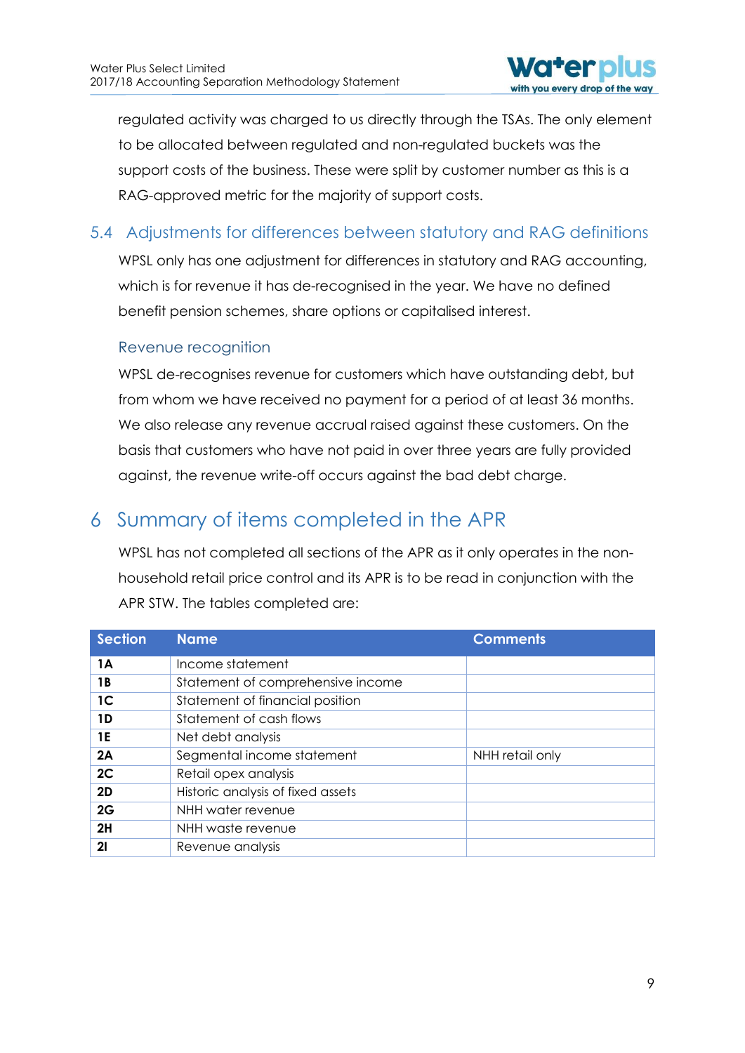regulated activity was charged to us directly through the TSAs. The only element to be allocated between regulated and non-regulated buckets was the support costs of the business. These were split by customer number as this is a RAG-approved metric for the majority of support costs.

## 5.4 Adjustments for differences between statutory and RAG definitions

WPSL only has one adjustment for differences in statutory and RAG accounting, which is for revenue it has de-recognised in the year. We have no defined benefit pension schemes, share options or capitalised interest.

### Revenue recognition

WPSL de-recognises revenue for customers which have outstanding debt, but from whom we have received no payment for a period of at least 36 months. We also release any revenue accrual raised against these customers. On the basis that customers who have not paid in over three years are fully provided against, the revenue write-off occurs against the bad debt charge.

# 6 Summary of items completed in the APR

WPSL has not completed all sections of the APR as it only operates in the non-household retail price control and its APR is to be read in conjunction with the APR STW. The tables completed are:

| Section | Name | Comments |
|---|---|---|
| **1A** | Income statement | |
| **1B** | Statement of comprehensive income | |
| **1C** | Statement of financial position | |
| **1D** | Statement of cash flows | |
| **1E** | Net debt analysis | |
| **2A** | Segmental income statement | NHH retail only |
| **2C** | Retail opex analysis | |
| **2D** | Historic analysis of fixed assets | |
| **2G** | NHH water revenue | |
| **2H** | NHH waste revenue | |
| **2I** | Revenue analysis | |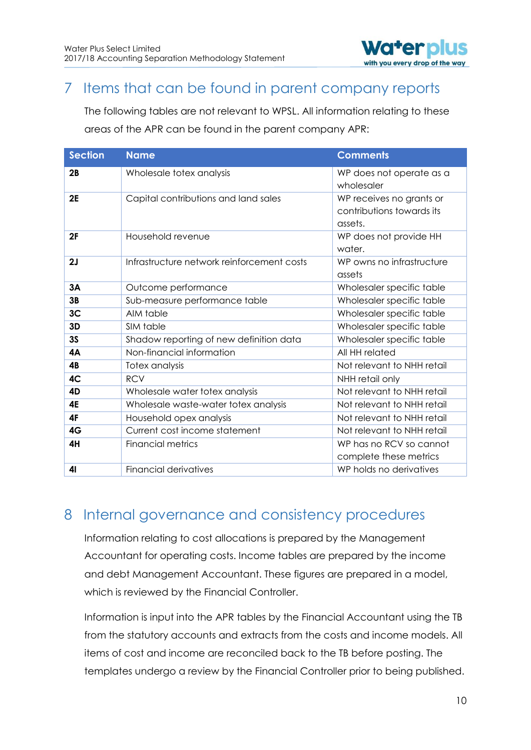## 7 Items that can be found in parent company reports

The following tables are not relevant to WPSL. All information relating to these areas of the APR can be found in the parent company APR:

| Section | Name | Comments |
|---|---|---|
| **2B** | Wholesale totex analysis | WP does not operate as a wholesaler |
| **2E** | Capital contributions and land sales | WP receives no grants or contributions towards its assets. |
| **2F** | Household revenue | WP does not provide HH water. |
| **2J** | Infrastructure network reinforcement costs | WP owns no infrastructure assets |
| **3A** | Outcome performance | Wholesaler specific table |
| **3B** | Sub-measure performance table | Wholesaler specific table |
| **3C** | AIM table | Wholesaler specific table |
| **3D** | SIM table | Wholesaler specific table |
| **3S** | Shadow reporting of new definition data | Wholesaler specific table |
| **4A** | Non-financial information | All HH related |
| **4B** | Totex analysis | Not relevant to NHH retail |
| **4C** | RCV | NHH retail only |
| **4D** | Wholesale water totex analysis | Not relevant to NHH retail |
| **4E** | Wholesale waste-water totex analysis | Not relevant to NHH retail |
| **4F** | Household opex analysis | Not relevant to NHH retail |
| **4G** | Current cost income statement | Not relevant to NHH retail |
| **4H** | Financial metrics | WP has no RCV so cannot complete these metrics |
| **4I** | Financial derivatives | WP holds no derivatives |

## 8 Internal governance and consistency procedures

Information relating to cost allocations is prepared by the Management Accountant for operating costs. Income tables are prepared by the income and debt Management Accountant. These figures are prepared in a model, which is reviewed by the Financial Controller.

Information is input into the APR tables by the Financial Accountant using the TB from the statutory accounts and extracts from the costs and income models. All items of cost and income are reconciled back to the TB before posting. The templates undergo a review by the Financial Controller prior to being published.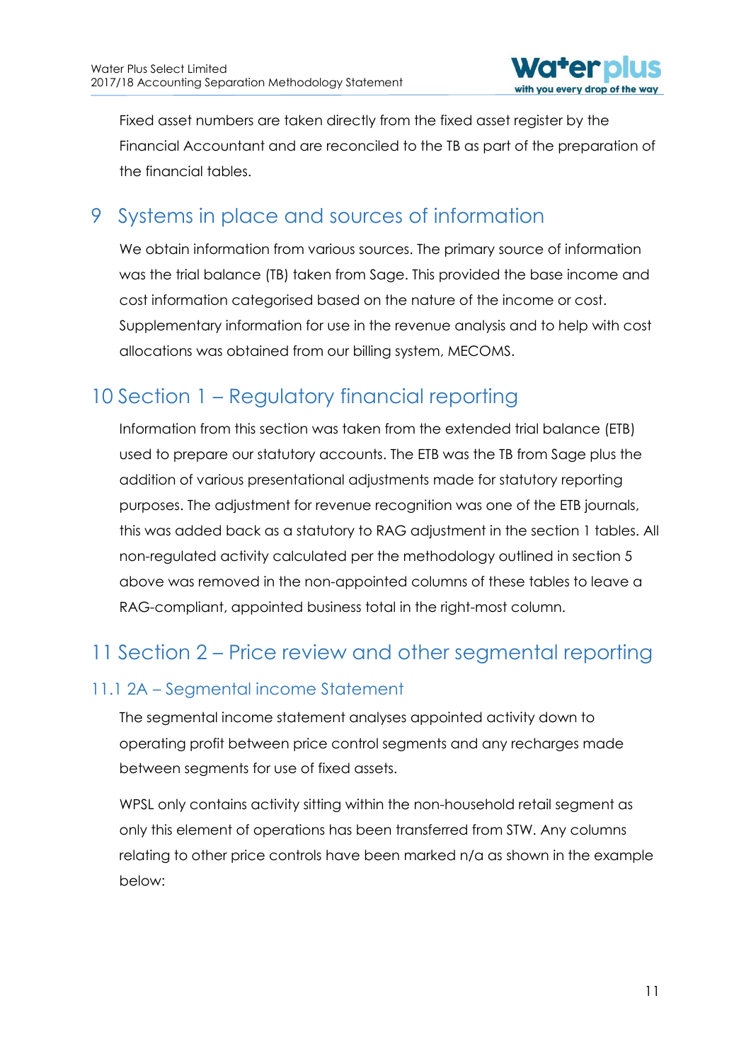Fixed asset numbers are taken directly from the fixed asset register by the Financial Accountant and are reconciled to the TB as part of the preparation of the financial tables.

# 9 Systems in place and sources of information

We obtain information from various sources. The primary source of information was the trial balance (TB) taken from Sage. This provided the base income and cost information categorised based on the nature of the income or cost. Supplementary information for use in the revenue analysis and to help with cost allocations was obtained from our billing system, MECOMS.

# 10 Section 1 – Regulatory financial reporting

Information from this section was taken from the extended trial balance (ETB) used to prepare our statutory accounts. The ETB was the TB from Sage plus the addition of various presentational adjustments made for statutory reporting purposes. The adjustment for revenue recognition was one of the ETB journals, this was added back as a statutory to RAG adjustment in the section 1 tables. All non-regulated activity calculated per the methodology outlined in section 5 above was removed in the non-appointed columns of these tables to leave a RAG-compliant, appointed business total in the right-most column.

# 11 Section 2 – Price review and other segmental reporting

## 11.1 2A – Segmental income Statement

The segmental income statement analyses appointed activity down to operating profit between price control segments and any recharges made between segments for use of fixed assets.

WPSL only contains activity sitting within the non-household retail segment as only this element of operations has been transferred from STW. Any columns relating to other price controls have been marked n/a as shown in the example below: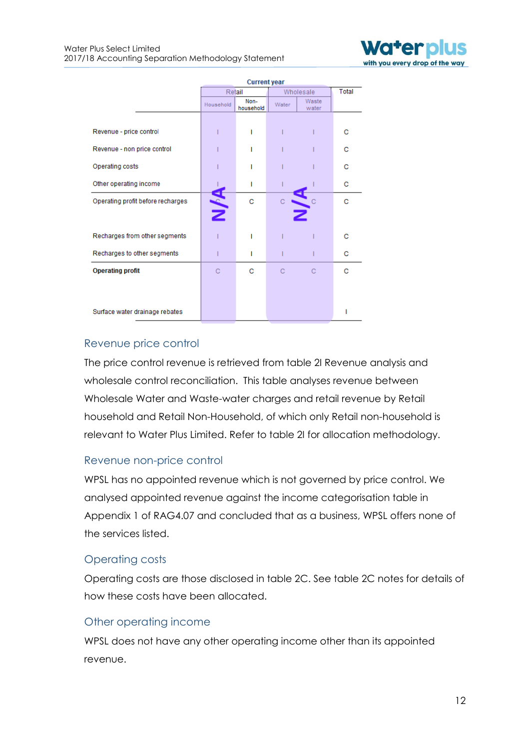| | Current year | | | | |
|---|---|---|---|---|---|
| | Retail | | Wholesale | | Total |
| | Household | Non-household | Water | Waste water | |
| Revenue - price control | I | I | I | I | C |
| Revenue - non price control | I | I | I | I | C |
| Operating costs | I | I | I | I | C |
| Other operating income | I | I | I | I | C |
| Operating profit before recharges | C | C | C | C | C |
| Recharges from other segments | I | I | I | I | C |
| Recharges to other segments | I | I | I | I | C |
| **Operating profit** | C | C | C | C | C |
| Surface water drainage rebates | | | | | I |

(Household column: N/A; Wholesale columns: N/A)

## Revenue price control

The price control revenue is retrieved from table 2I Revenue analysis and wholesale control reconciliation. This table analyses revenue between Wholesale Water and Waste-water charges and retail revenue by Retail household and Retail Non-Household, of which only Retail non-household is relevant to Water Plus Limited. Refer to table 2I for allocation methodology.

## Revenue non-price control

WPSL has no appointed revenue which is not governed by price control. We analysed appointed revenue against the income categorisation table in Appendix 1 of RAG4.07 and concluded that as a business, WPSL offers none of the services listed.

## Operating costs

Operating costs are those disclosed in table 2C. See table 2C notes for details of how these costs have been allocated.

## Other operating income

WPSL does not have any other operating income other than its appointed revenue.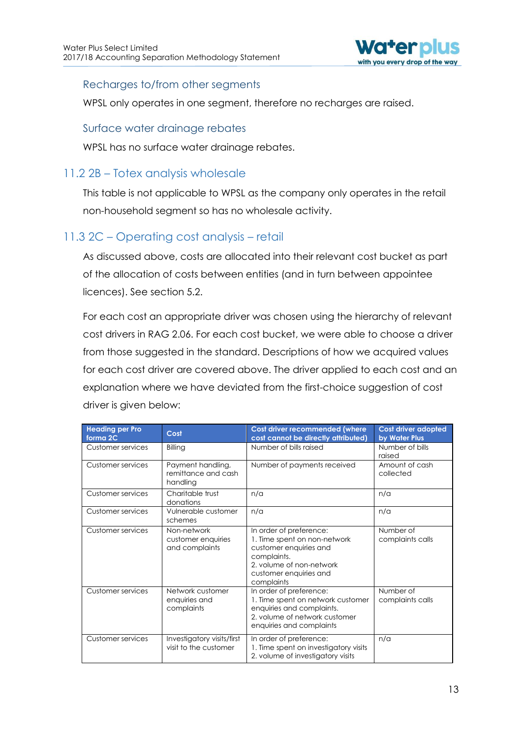### Recharges to/from other segments

WPSL only operates in one segment, therefore no recharges are raised.

### Surface water drainage rebates

WPSL has no surface water drainage rebates.

## 11.2 2B – Totex analysis wholesale

This table is not applicable to WPSL as the company only operates in the retail non-household segment so has no wholesale activity.

## 11.3 2C – Operating cost analysis – retail

As discussed above, costs are allocated into their relevant cost bucket as part of the allocation of costs between entities (and in turn between appointee licences). See section 5.2.

For each cost an appropriate driver was chosen using the hierarchy of relevant cost drivers in RAG 2.06. For each cost bucket, we were able to choose a driver from those suggested in the standard. Descriptions of how we acquired values for each cost driver are covered above. The driver applied to each cost and an explanation where we have deviated from the first-choice suggestion of cost driver is given below:

| Heading per Pro forma 2C | Cost | Cost driver recommended (where cost cannot be directly attributed) | Cost driver adopted by Water Plus |
|---|---|---|---|
| Customer services | Billing | Number of bills raised | Number of bills raised |
| Customer services | Payment handling, remittance and cash handling | Number of payments received | Amount of cash collected |
| Customer services | Charitable trust donations | n/a | n/a |
| Customer services | Vulnerable customer schemes | n/a | n/a |
| Customer services | Non-network customer enquiries and complaints | In order of preference:<br>1. Time spent on non-network customer enquiries and complaints.<br>2. volume of non-network customer enquiries and complaints | Number of complaints calls |
| Customer services | Network customer enquiries and complaints | In order of preference:<br>1. Time spent on network customer enquiries and complaints.<br>2. volume of network customer enquiries and complaints | Number of complaints calls |
| Customer services | Investigatory visits/first visit to the customer | In order of preference:<br>1. Time spent on investigatory visits<br>2. volume of investigatory visits | n/a |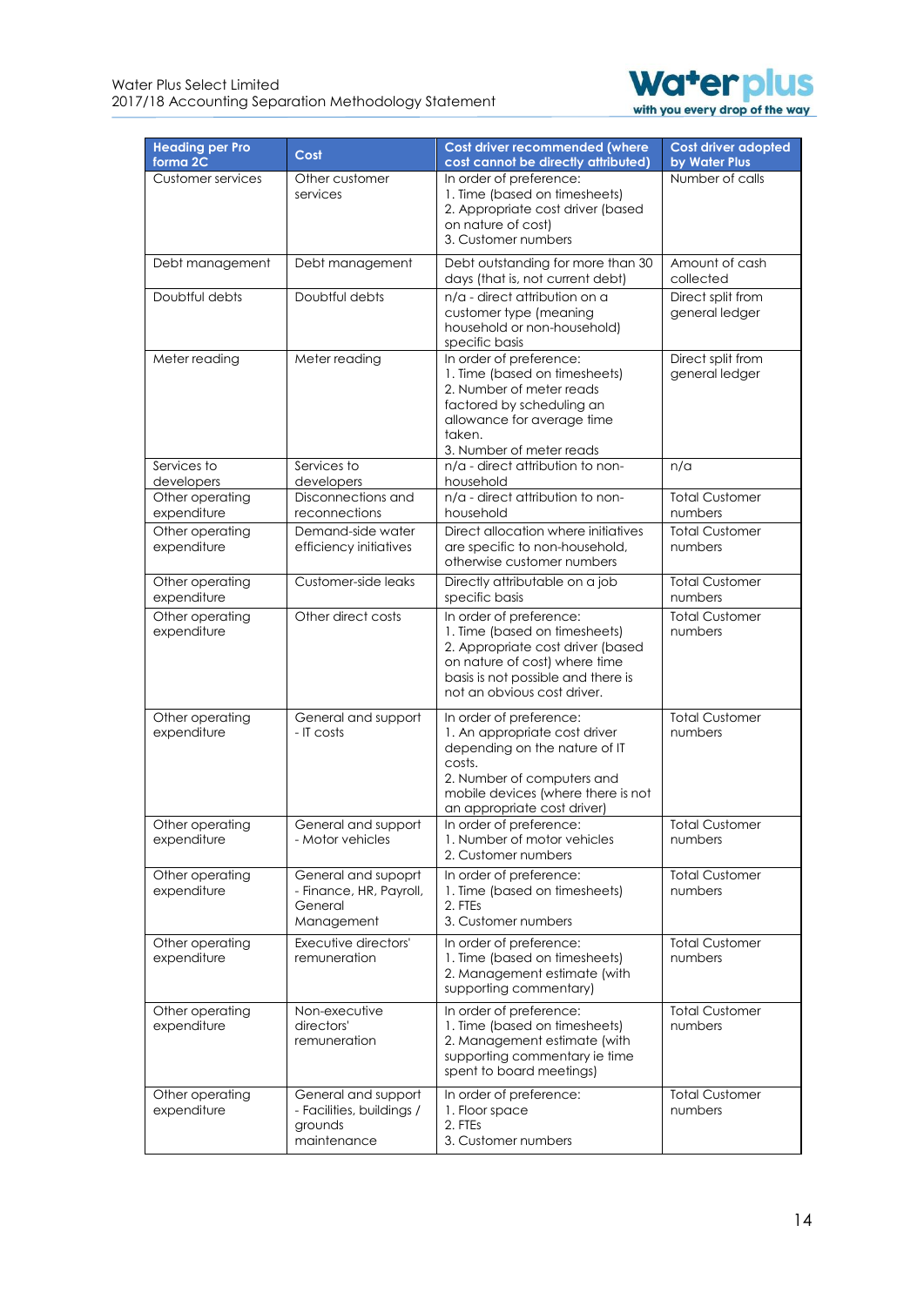| Heading per Pro forma 2C | Cost | Cost driver recommended (where cost cannot be directly attributed) | Cost driver adopted by Water Plus |
|---|---|---|---|
| Customer services | Other customer services | In order of preference:<br>1. Time (based on timesheets)<br>2. Appropriate cost driver (based on nature of cost)<br>3. Customer numbers | Number of calls |
| Debt management | Debt management | Debt outstanding for more than 30 days (that is, not current debt) | Amount of cash collected |
| Doubtful debts | Doubtful debts | n/a - direct attribution on a customer type (meaning household or non-household) specific basis | Direct split from general ledger |
| Meter reading | Meter reading | In order of preference:<br>1. Time (based on timesheets)<br>2. Number of meter reads factored by scheduling an allowance for average time taken.<br>3. Number of meter reads | Direct split from general ledger |
| Services to developers | Services to developers | n/a - direct attribution to non-household | n/a |
| Other operating expenditure | Disconnections and reconnections | n/a - direct attribution to non-household | Total Customer numbers |
| Other operating expenditure | Demand-side water efficiency initiatives | Direct allocation where initiatives are specific to non-household, otherwise customer numbers | Total Customer numbers |
| Other operating expenditure | Customer-side leaks | Directly attributable on a job specific basis | Total Customer numbers |
| Other operating expenditure | Other direct costs | In order of preference:<br>1. Time (based on timesheets)<br>2. Appropriate cost driver (based on nature of cost) where time basis is not possible and there is not an obvious cost driver. | Total Customer numbers |
| Other operating expenditure | General and support - IT costs | In order of preference:<br>1. An appropriate cost driver depending on the nature of IT costs.<br>2. Number of computers and mobile devices (where there is not an appropriate cost driver) | Total Customer numbers |
| Other operating expenditure | General and support - Motor vehicles | In order of preference:<br>1. Number of motor vehicles<br>2. Customer numbers | Total Customer numbers |
| Other operating expenditure | General and supoprt - Finance, HR, Payroll, General Management | In order of preference:<br>1. Time (based on timesheets)<br>2. FTEs<br>3. Customer numbers | Total Customer numbers |
| Other operating expenditure | Executive directors' remuneration | In order of preference:<br>1. Time (based on timesheets)<br>2. Management estimate (with supporting commentary) | Total Customer numbers |
| Other operating expenditure | Non-executive directors' remuneration | In order of preference:<br>1. Time (based on timesheets)<br>2. Management estimate (with supporting commentary ie time spent to board meetings) | Total Customer numbers |
| Other operating expenditure | General and support - Facilities, buildings / grounds maintenance | In order of preference:<br>1. Floor space<br>2. FTEs<br>3. Customer numbers | Total Customer numbers |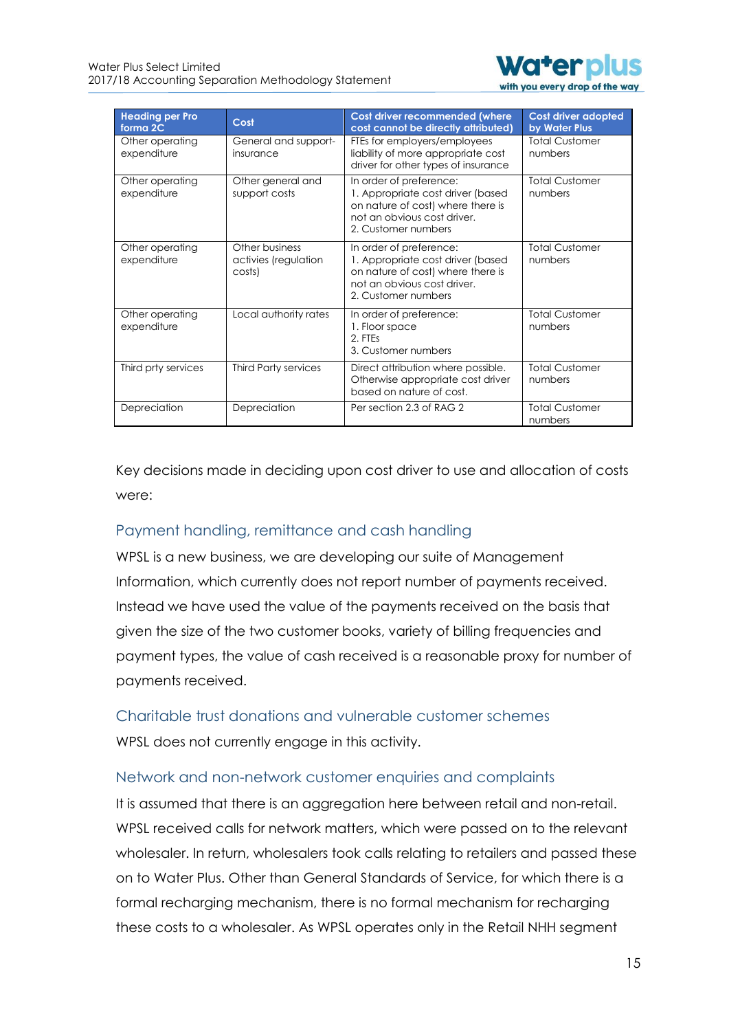| Heading per Pro forma 2C | Cost | Cost driver recommended (where cost cannot be directly attributed) | Cost driver adopted by Water Plus |
|---|---|---|---|
| Other operating expenditure | General and support-insurance | FTEs for employers/employees liability of more appropriate cost driver for other types of insurance | Total Customer numbers |
| Other operating expenditure | Other general and support costs | In order of preference: 1. Appropriate cost driver (based on nature of cost) where there is not an obvious cost driver. 2. Customer numbers | Total Customer numbers |
| Other operating expenditure | Other business activies (regulation costs) | In order of preference: 1. Appropriate cost driver (based on nature of cost) where there is not an obvious cost driver. 2. Customer numbers | Total Customer numbers |
| Other operating expenditure | Local authority rates | In order of preference: 1. Floor space 2. FTEs 3. Customer numbers | Total Customer numbers |
| Third prty services | Third Party services | Direct attribution where possible. Otherwise appropriate cost driver based on nature of cost. | Total Customer numbers |
| Depreciation | Depreciation | Per section 2.3 of RAG 2 | Total Customer numbers |

Key decisions made in deciding upon cost driver to use and allocation of costs were:

### Payment handling, remittance and cash handling

WPSL is a new business, we are developing our suite of Management Information, which currently does not report number of payments received. Instead we have used the value of the payments received on the basis that given the size of the two customer books, variety of billing frequencies and payment types, the value of cash received is a reasonable proxy for number of payments received.

### Charitable trust donations and vulnerable customer schemes

WPSL does not currently engage in this activity.

### Network and non-network customer enquiries and complaints

It is assumed that there is an aggregation here between retail and non-retail. WPSL received calls for network matters, which were passed on to the relevant wholesaler. In return, wholesalers took calls relating to retailers and passed these on to Water Plus. Other than General Standards of Service, for which there is a formal recharging mechanism, there is no formal mechanism for recharging these costs to a wholesaler. As WPSL operates only in the Retail NHH segment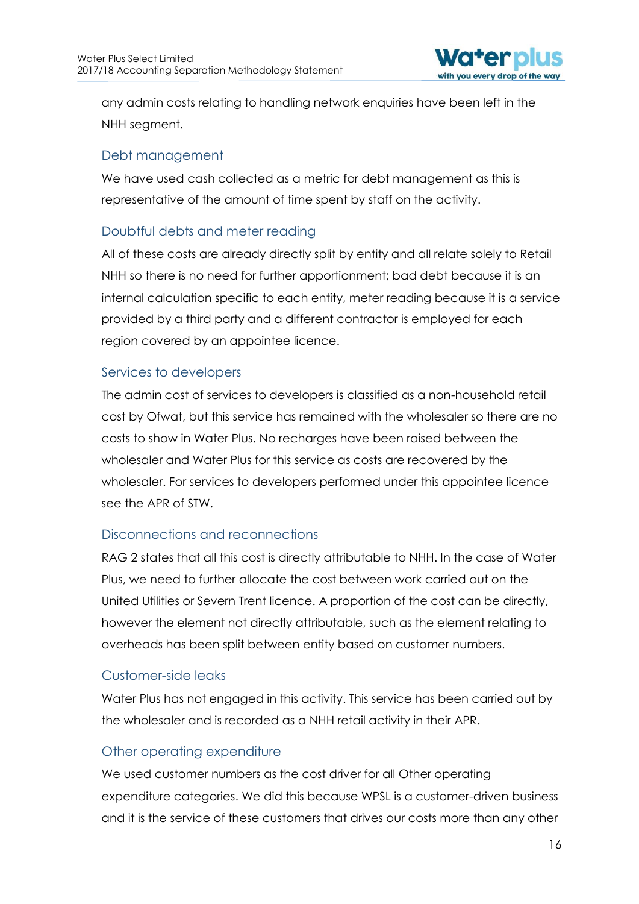any admin costs relating to handling network enquiries have been left in the NHH segment.

### Debt management

We have used cash collected as a metric for debt management as this is representative of the amount of time spent by staff on the activity.

### Doubtful debts and meter reading

All of these costs are already directly split by entity and all relate solely to Retail NHH so there is no need for further apportionment; bad debt because it is an internal calculation specific to each entity, meter reading because it is a service provided by a third party and a different contractor is employed for each region covered by an appointee licence.

### Services to developers

The admin cost of services to developers is classified as a non-household retail cost by Ofwat, but this service has remained with the wholesaler so there are no costs to show in Water Plus. No recharges have been raised between the wholesaler and Water Plus for this service as costs are recovered by the wholesaler. For services to developers performed under this appointee licence see the APR of STW.

### Disconnections and reconnections

RAG 2 states that all this cost is directly attributable to NHH. In the case of Water Plus, we need to further allocate the cost between work carried out on the United Utilities or Severn Trent licence. A proportion of the cost can be directly, however the element not directly attributable, such as the element relating to overheads has been split between entity based on customer numbers.

### Customer-side leaks

Water Plus has not engaged in this activity. This service has been carried out by the wholesaler and is recorded as a NHH retail activity in their APR.

### Other operating expenditure

We used customer numbers as the cost driver for all Other operating expenditure categories. We did this because WPSL is a customer-driven business and it is the service of these customers that drives our costs more than any other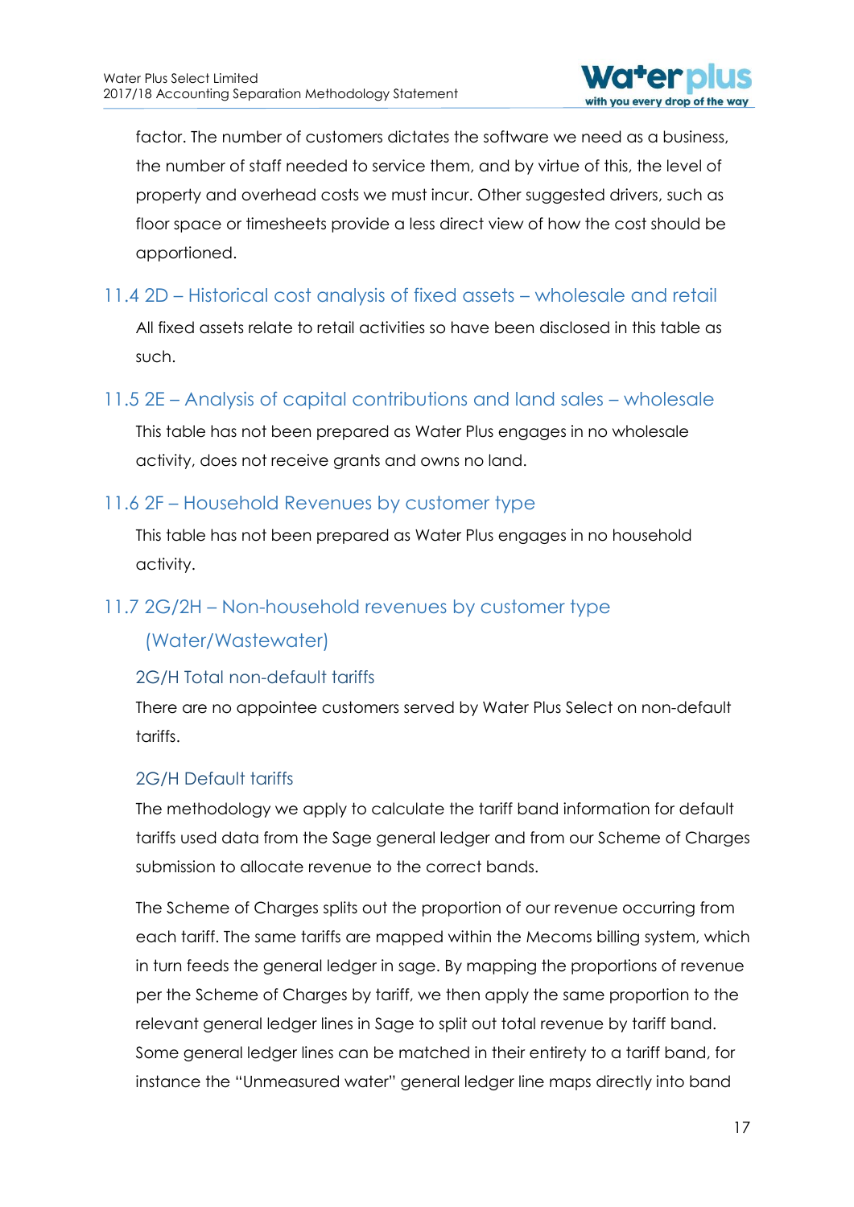factor. The number of customers dictates the software we need as a business, the number of staff needed to service them, and by virtue of this, the level of property and overhead costs we must incur. Other suggested drivers, such as floor space or timesheets provide a less direct view of how the cost should be apportioned.

## 11.4 2D – Historical cost analysis of fixed assets – wholesale and retail

All fixed assets relate to retail activities so have been disclosed in this table as such.

## 11.5 2E – Analysis of capital contributions and land sales – wholesale

This table has not been prepared as Water Plus engages in no wholesale activity, does not receive grants and owns no land.

## 11.6 2F – Household Revenues by customer type

This table has not been prepared as Water Plus engages in no household activity.

## 11.7 2G/2H – Non-household revenues by customer type (Water/Wastewater)

### 2G/H Total non-default tariffs

There are no appointee customers served by Water Plus Select on non-default tariffs.

### 2G/H Default tariffs

The methodology we apply to calculate the tariff band information for default tariffs used data from the Sage general ledger and from our Scheme of Charges submission to allocate revenue to the correct bands.

The Scheme of Charges splits out the proportion of our revenue occurring from each tariff. The same tariffs are mapped within the Mecoms billing system, which in turn feeds the general ledger in sage. By mapping the proportions of revenue per the Scheme of Charges by tariff, we then apply the same proportion to the relevant general ledger lines in Sage to split out total revenue by tariff band. Some general ledger lines can be matched in their entirety to a tariff band, for instance the "Unmeasured water" general ledger line maps directly into band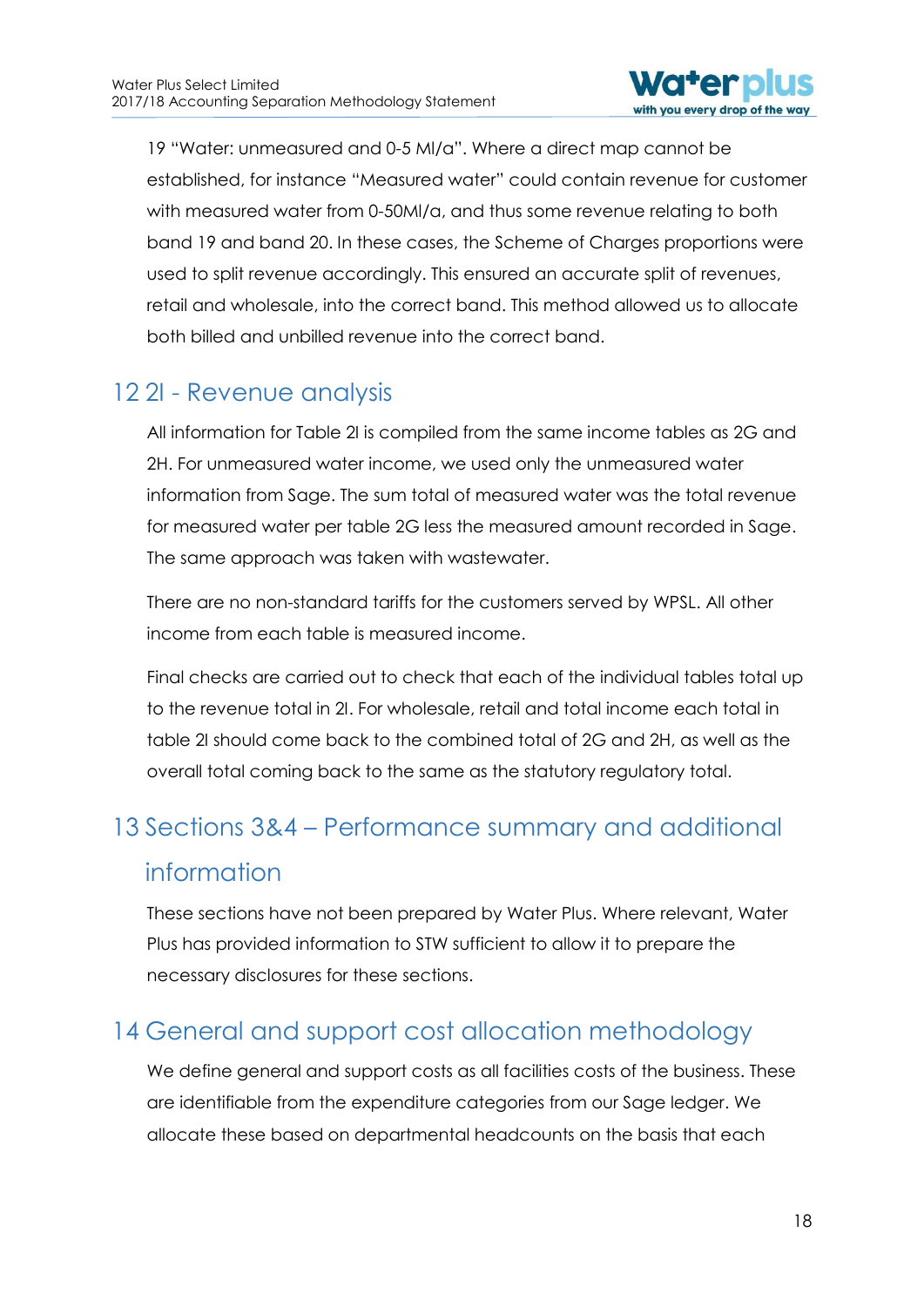19 "Water: unmeasured and 0-5 Ml/a". Where a direct map cannot be established, for instance "Measured water" could contain revenue for customer with measured water from 0-50Ml/a, and thus some revenue relating to both band 19 and band 20. In these cases, the Scheme of Charges proportions were used to split revenue accordingly. This ensured an accurate split of revenues, retail and wholesale, into the correct band. This method allowed us to allocate both billed and unbilled revenue into the correct band.

## 12 2I - Revenue analysis

All information for Table 2I is compiled from the same income tables as 2G and 2H. For unmeasured water income, we used only the unmeasured water information from Sage. The sum total of measured water was the total revenue for measured water per table 2G less the measured amount recorded in Sage. The same approach was taken with wastewater.

There are no non-standard tariffs for the customers served by WPSL. All other income from each table is measured income.

Final checks are carried out to check that each of the individual tables total up to the revenue total in 2I. For wholesale, retail and total income each total in table 2I should come back to the combined total of 2G and 2H, as well as the overall total coming back to the same as the statutory regulatory total.

## 13 Sections 3&4 – Performance summary and additional information

These sections have not been prepared by Water Plus. Where relevant, Water Plus has provided information to STW sufficient to allow it to prepare the necessary disclosures for these sections.

## 14 General and support cost allocation methodology

We define general and support costs as all facilities costs of the business. These are identifiable from the expenditure categories from our Sage ledger. We allocate these based on departmental headcounts on the basis that each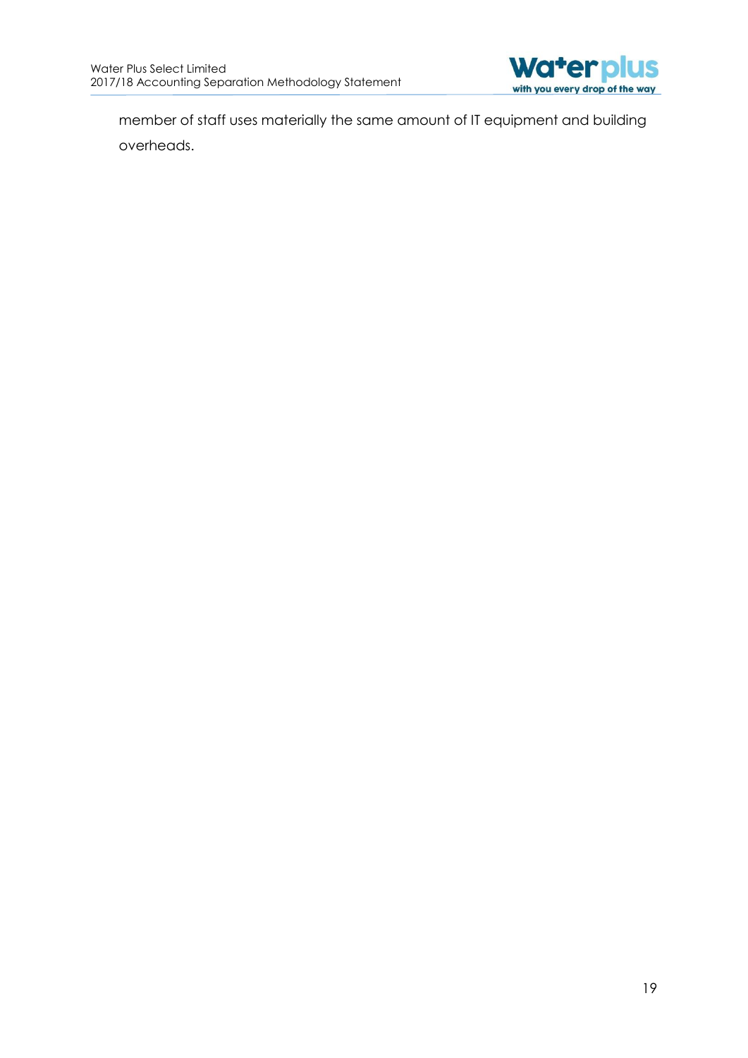member of staff uses materially the same amount of IT equipment and building overheads.